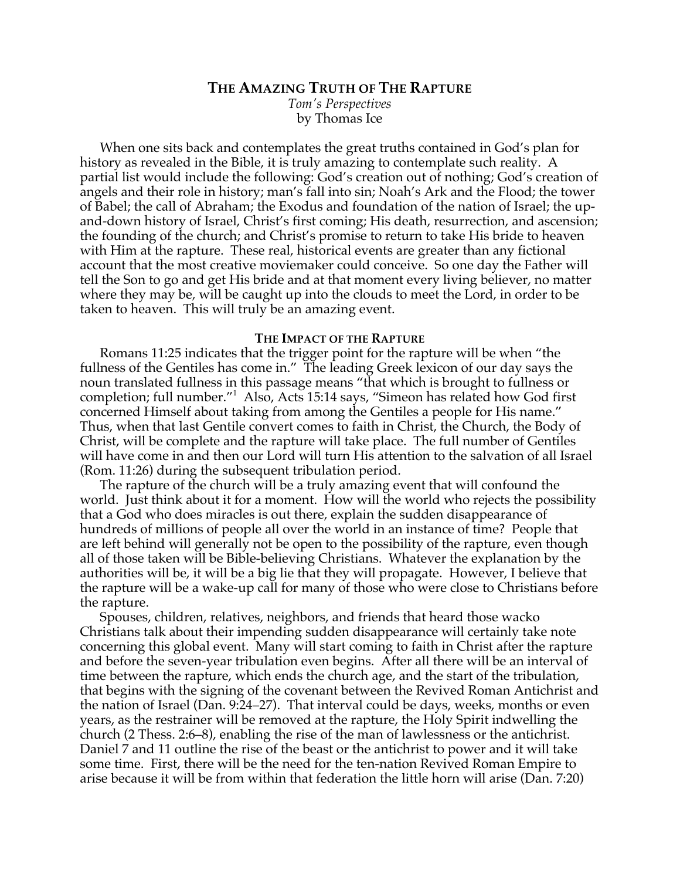# **The Amazing Truth of The Rapture**

*Tom's Perspectives*
by Thomas Ice

When one sits back and contemplates the great truths contained in God's plan for history as revealed in the Bible, it is truly amazing to contemplate such reality. A partial list would include the following: God's creation out of nothing; God's creation of angels and their role in history; man's fall into sin; Noah's Ark and the Flood; the tower of Babel; the call of Abraham; the Exodus and foundation of the nation of Israel; the up-and-down history of Israel, Christ's first coming; His death, resurrection, and ascension; the founding of the church; and Christ's promise to return to take His bride to heaven with Him at the rapture. These real, historical events are greater than any fictional account that the most creative moviemaker could conceive. So one day the Father will tell the Son to go and get His bride and at that moment every living believer, no matter where they may be, will be caught up into the clouds to meet the Lord, in order to be taken to heaven. This will truly be an amazing event.

## **The Impact of the Rapture**

Romans 11:25 indicates that the trigger point for the rapture will be when "the fullness of the Gentiles has come in." The leading Greek lexicon of our day says the noun translated fullness in this passage means "that which is brought to fullness or completion; full number."[1] Also, Acts 15:14 says, "Simeon has related how God first concerned Himself about taking from among the Gentiles a people for His name." Thus, when that last Gentile convert comes to faith in Christ, the Church, the Body of Christ, will be complete and the rapture will take place. The full number of Gentiles will have come in and then our Lord will turn His attention to the salvation of all Israel (Rom. 11:26) during the subsequent tribulation period.

The rapture of the church will be a truly amazing event that will confound the world. Just think about it for a moment. How will the world who rejects the possibility that a God who does miracles is out there, explain the sudden disappearance of hundreds of millions of people all over the world in an instance of time? People that are left behind will generally not be open to the possibility of the rapture, even though all of those taken will be Bible-believing Christians. Whatever the explanation by the authorities will be, it will be a big lie that they will propagate. However, I believe that the rapture will be a wake-up call for many of those who were close to Christians before the rapture.

Spouses, children, relatives, neighbors, and friends that heard those wacko Christians talk about their impending sudden disappearance will certainly take note concerning this global event. Many will start coming to faith in Christ after the rapture and before the seven-year tribulation even begins. After all there will be an interval of time between the rapture, which ends the church age, and the start of the tribulation, that begins with the signing of the covenant between the Revived Roman Antichrist and the nation of Israel (Dan. 9:24–27). That interval could be days, weeks, months or even years, as the restrainer will be removed at the rapture, the Holy Spirit indwelling the church (2 Thess. 2:6–8), enabling the rise of the man of lawlessness or the antichrist. Daniel 7 and 11 outline the rise of the beast or the antichrist to power and it will take some time. First, there will be the need for the ten-nation Revived Roman Empire to arise because it will be from within that federation the little horn will arise (Dan. 7:20)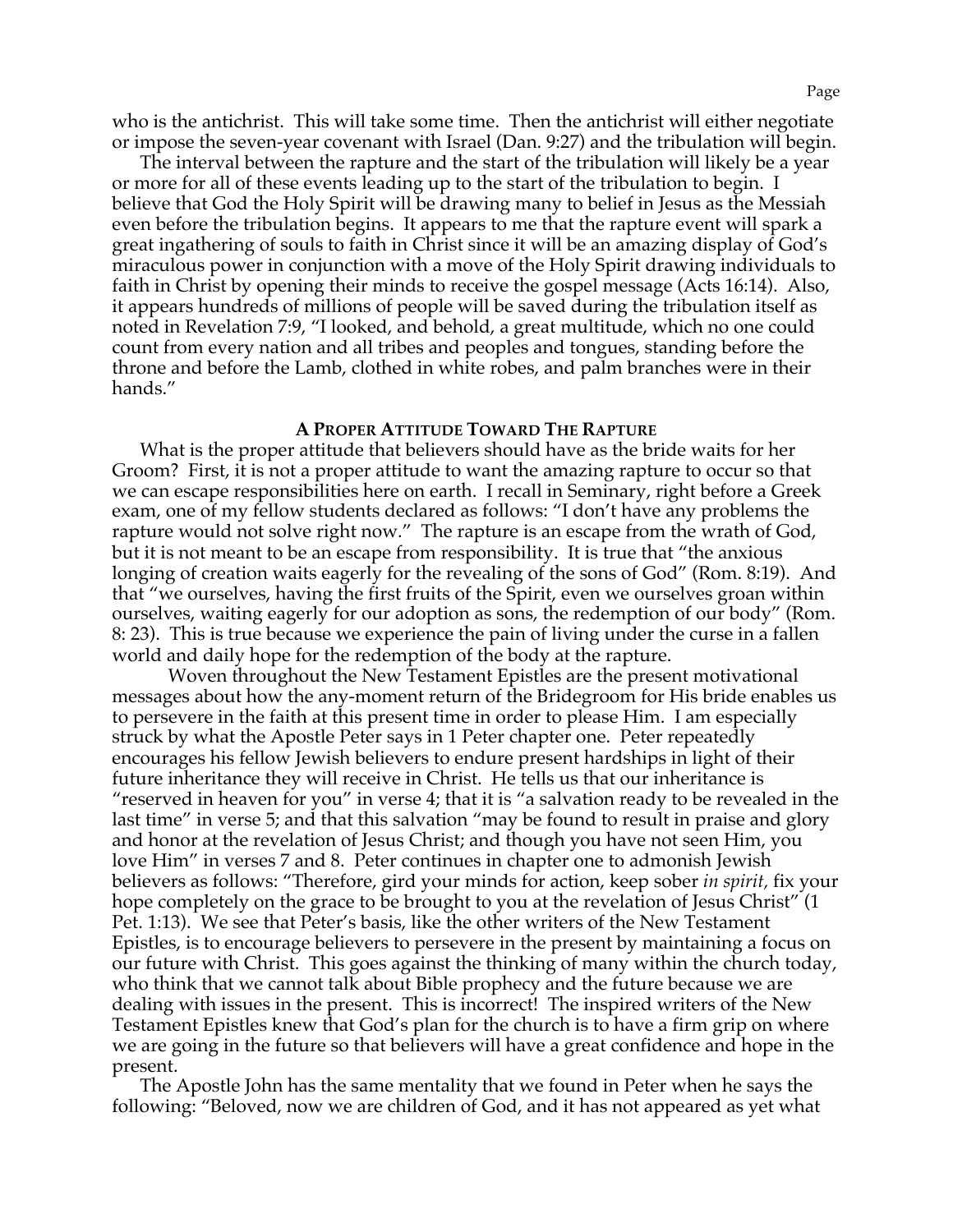who is the antichrist. This will take some time. Then the antichrist will either negotiate or impose the seven-year covenant with Israel (Dan. 9:27) and the tribulation will begin.

The interval between the rapture and the start of the tribulation will likely be a year or more for all of these events leading up to the start of the tribulation to begin. I believe that God the Holy Spirit will be drawing many to belief in Jesus as the Messiah even before the tribulation begins. It appears to me that the rapture event will spark a great ingathering of souls to faith in Christ since it will be an amazing display of God's miraculous power in conjunction with a move of the Holy Spirit drawing individuals to faith in Christ by opening their minds to receive the gospel message (Acts 16:14). Also, it appears hundreds of millions of people will be saved during the tribulation itself as noted in Revelation 7:9, "I looked, and behold, a great multitude, which no one could count from every nation and all tribes and peoples and tongues, standing before the throne and before the Lamb, clothed in white robes, and palm branches were in their hands."

### A Proper Attitude Toward The Rapture

What is the proper attitude that believers should have as the bride waits for her Groom? First, it is not a proper attitude to want the amazing rapture to occur so that we can escape responsibilities here on earth. I recall in Seminary, right before a Greek exam, one of my fellow students declared as follows: "I don't have any problems the rapture would not solve right now." The rapture is an escape from the wrath of God, but it is not meant to be an escape from responsibility. It is true that "the anxious longing of creation waits eagerly for the revealing of the sons of God" (Rom. 8:19). And that "we ourselves, having the first fruits of the Spirit, even we ourselves groan within ourselves, waiting eagerly for our adoption as sons, the redemption of our body" (Rom. 8: 23). This is true because we experience the pain of living under the curse in a fallen world and daily hope for the redemption of the body at the rapture.

Woven throughout the New Testament Epistles are the present motivational messages about how the any-moment return of the Bridegroom for His bride enables us to persevere in the faith at this present time in order to please Him. I am especially struck by what the Apostle Peter says in 1 Peter chapter one. Peter repeatedly encourages his fellow Jewish believers to endure present hardships in light of their future inheritance they will receive in Christ. He tells us that our inheritance is "reserved in heaven for you" in verse 4; that it is "a salvation ready to be revealed in the last time" in verse 5; and that this salvation "may be found to result in praise and glory and honor at the revelation of Jesus Christ; and though you have not seen Him, you love Him" in verses 7 and 8. Peter continues in chapter one to admonish Jewish believers as follows: "Therefore, gird your minds for action, keep sober *in spirit*, fix your hope completely on the grace to be brought to you at the revelation of Jesus Christ" (1 Pet. 1:13). We see that Peter's basis, like the other writers of the New Testament Epistles, is to encourage believers to persevere in the present by maintaining a focus on our future with Christ. This goes against the thinking of many within the church today, who think that we cannot talk about Bible prophecy and the future because we are dealing with issues in the present. This is incorrect! The inspired writers of the New Testament Epistles knew that God's plan for the church is to have a firm grip on where we are going in the future so that believers will have a great confidence and hope in the present.

The Apostle John has the same mentality that we found in Peter when he says the following: "Beloved, now we are children of God, and it has not appeared as yet what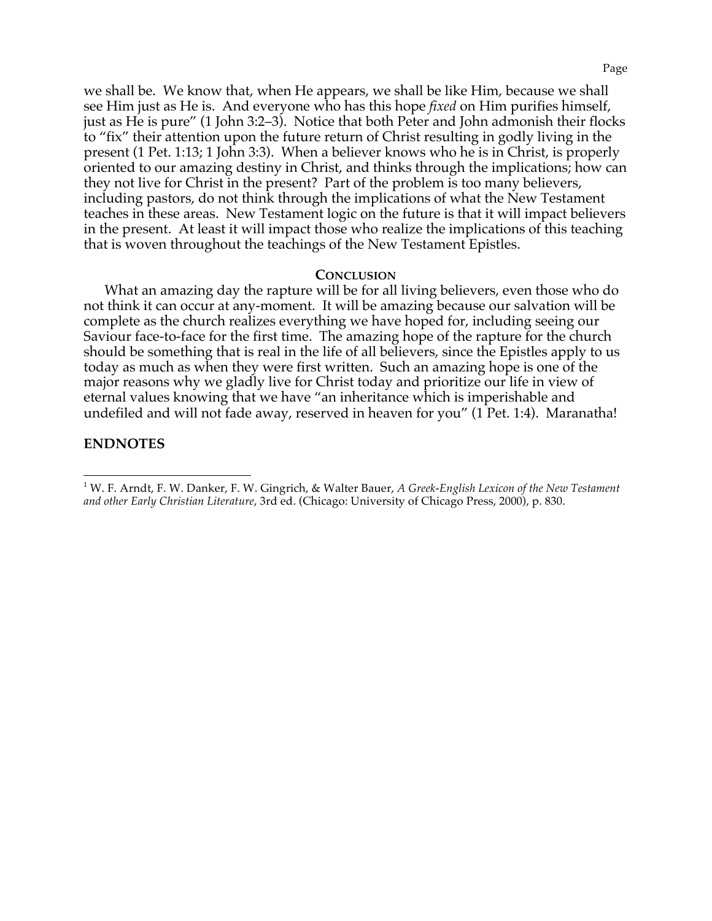we shall be. We know that, when He appears, we shall be like Him, because we shall see Him just as He is. And everyone who has this hope *fixed* on Him purifies himself, just as He is pure" (1 John 3:2–3). Notice that both Peter and John admonish their flocks to "fix" their attention upon the future return of Christ resulting in godly living in the present (1 Pet. 1:13; 1 John 3:3). When a believer knows who he is in Christ, is properly oriented to our amazing destiny in Christ, and thinks through the implications; how can they not live for Christ in the present? Part of the problem is too many believers, including pastors, do not think through the implications of what the New Testament teaches in these areas. New Testament logic on the future is that it will impact believers in the present. At least it will impact those who realize the implications of this teaching that is woven throughout the teachings of the New Testament Epistles.

## CONCLUSION

What an amazing day the rapture will be for all living believers, even those who do not think it can occur at any-moment. It will be amazing because our salvation will be complete as the church realizes everything we have hoped for, including seeing our Saviour face-to-face for the first time. The amazing hope of the rapture for the church should be something that is real in the life of all believers, since the Epistles apply to us today as much as when they were first written. Such an amazing hope is one of the major reasons why we gladly live for Christ today and prioritize our life in view of eternal values knowing that we have "an inheritance which is imperishable and undefiled and will not fade away, reserved in heaven for you" (1 Pet. 1:4). Maranatha!

## ENDNOTES

[1] W. F. Arndt, F. W. Danker, F. W. Gingrich, & Walter Bauer, *A Greek-English Lexicon of the New Testament and other Early Christian Literature*, 3rd ed. (Chicago: University of Chicago Press, 2000), p. 830.